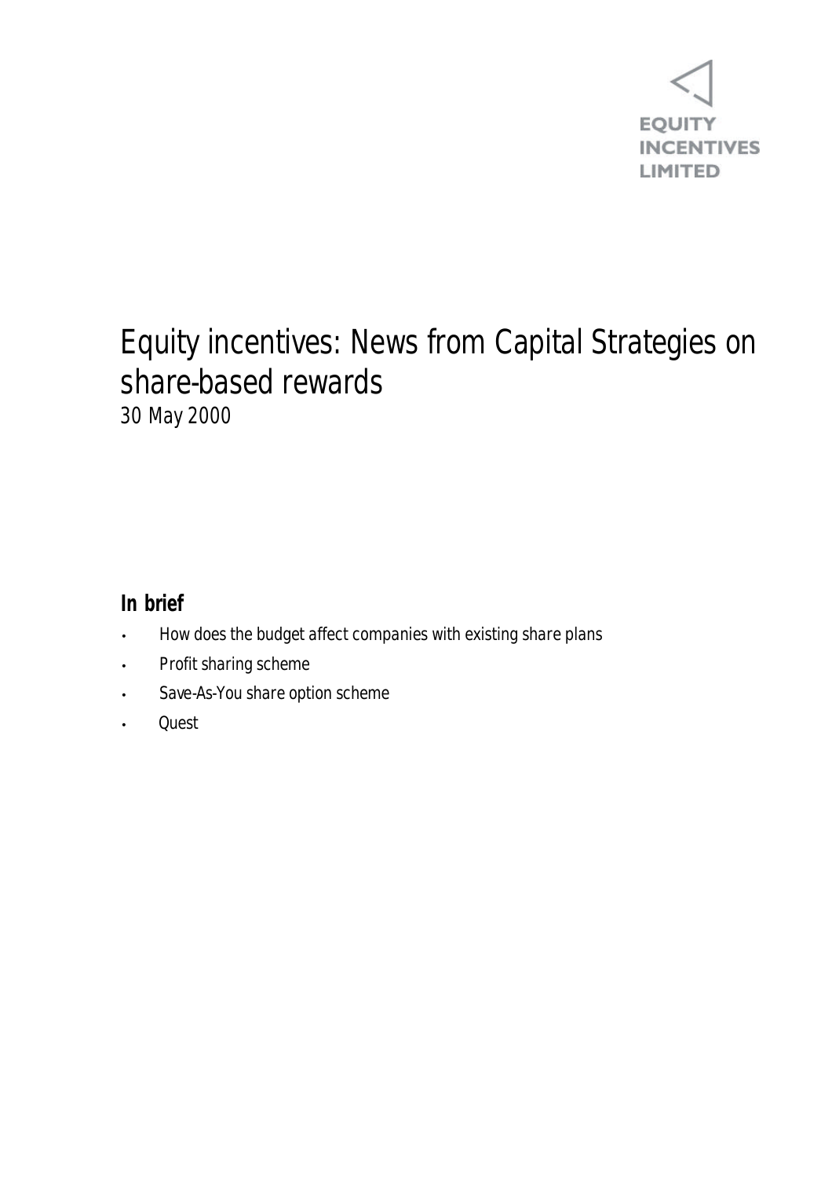EQUITY INCENTIVES LIMITED

# Equity incentives: News from Capital Strategies on share-based rewards

30 May 2000

## In brief

- How does the budget affect companies with existing share plans
- Profit sharing scheme
- Save-As-You share option scheme
- Quest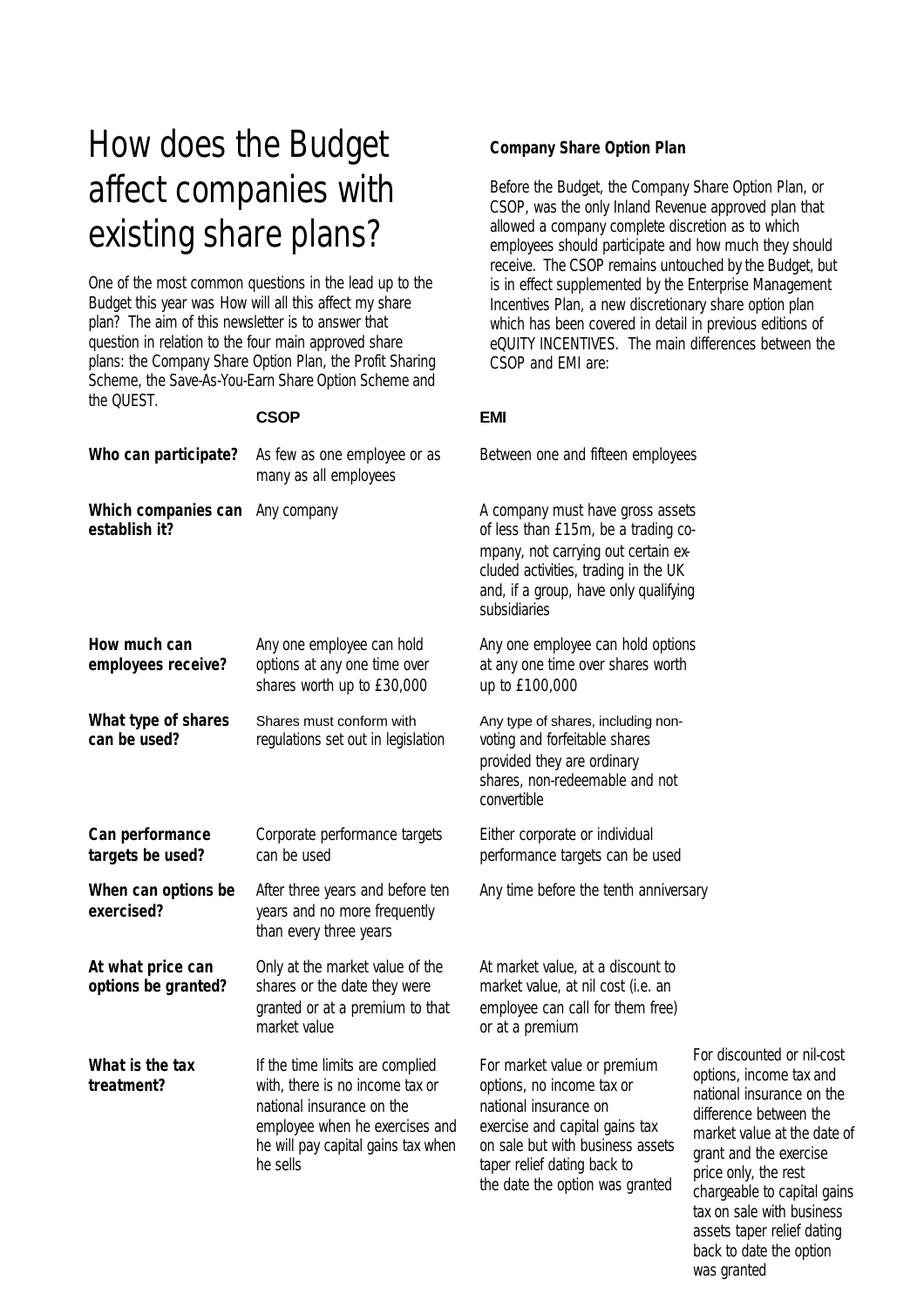# How does the Budget affect companies with existing share plans?

One of the most common questions in the lead up to the Budget this year was How will all this affect my share plan? The aim of this newsletter is to answer that question in relation to the four main approved share plans: the Company Share Option Plan, the Profit Sharing Scheme, the Save-As-You-Earn Share Option Scheme and the QUEST.

**Company Share Option Plan**

Before the Budget, the Company Share Option Plan, or CSOP, was the only Inland Revenue approved plan that allowed a company complete discretion as to which employees should participate and how much they should receive. The CSOP remains untouched by the Budget, but is in effect supplemented by the Enterprise Management Incentives Plan, a new discretionary share option plan which has been covered in detail in previous editions of eQUITY INCENTIVES. The main differences between the CSOP and EMI are:

| | CSOP | EMI |
|---|---|---|
| **Who can participate?** | As few as one employee or as many as all employees | Between one and fifteen employees |
| **Which companies can establish it?** | Any company | A company must have gross assets of less than £15m, be a trading company, not carrying out certain excluded activities, trading in the UK and, if a group, have only qualifying subsidiaries |
| **How much can employees receive?** | Any one employee can hold options at any one time over shares worth up to £30,000 | Any one employee can hold options at any one time over shares worth up to £100,000 |
| **What type of shares can be used?** | Shares must conform with regulations set out in legislation | Any type of shares, including non-voting and forfeitable shares provided they are ordinary shares, non-redeemable and not convertible |
| **Can performance targets be used?** | Corporate performance targets can be used | Either corporate or individual performance targets can be used |
| **When can options be exercised?** | After three years and before ten years and no more frequently than every three years | Any time before the tenth anniversary |
| **At what price can options be granted?** | Only at the market value of the shares or the date they were granted or at a premium to that market value | At market value, at a discount to market value, at nil cost (i.e. an employee can call for them free) or at a premium |
| **What is the tax treatment?** | If the time limits are complied with, there is no income tax or national insurance on the employee when he exercises and he will pay capital gains tax when he sells | For market value or premium options, no income tax or national insurance on exercise and capital gains tax on sale but with business assets taper relief dating back to the date the option was granted. For discounted or nil-cost options, income tax and national insurance on the difference between the market value at the date of grant and the exercise price only, the rest chargeable to capital gains tax on sale with business assets taper relief dating back to date the option was granted |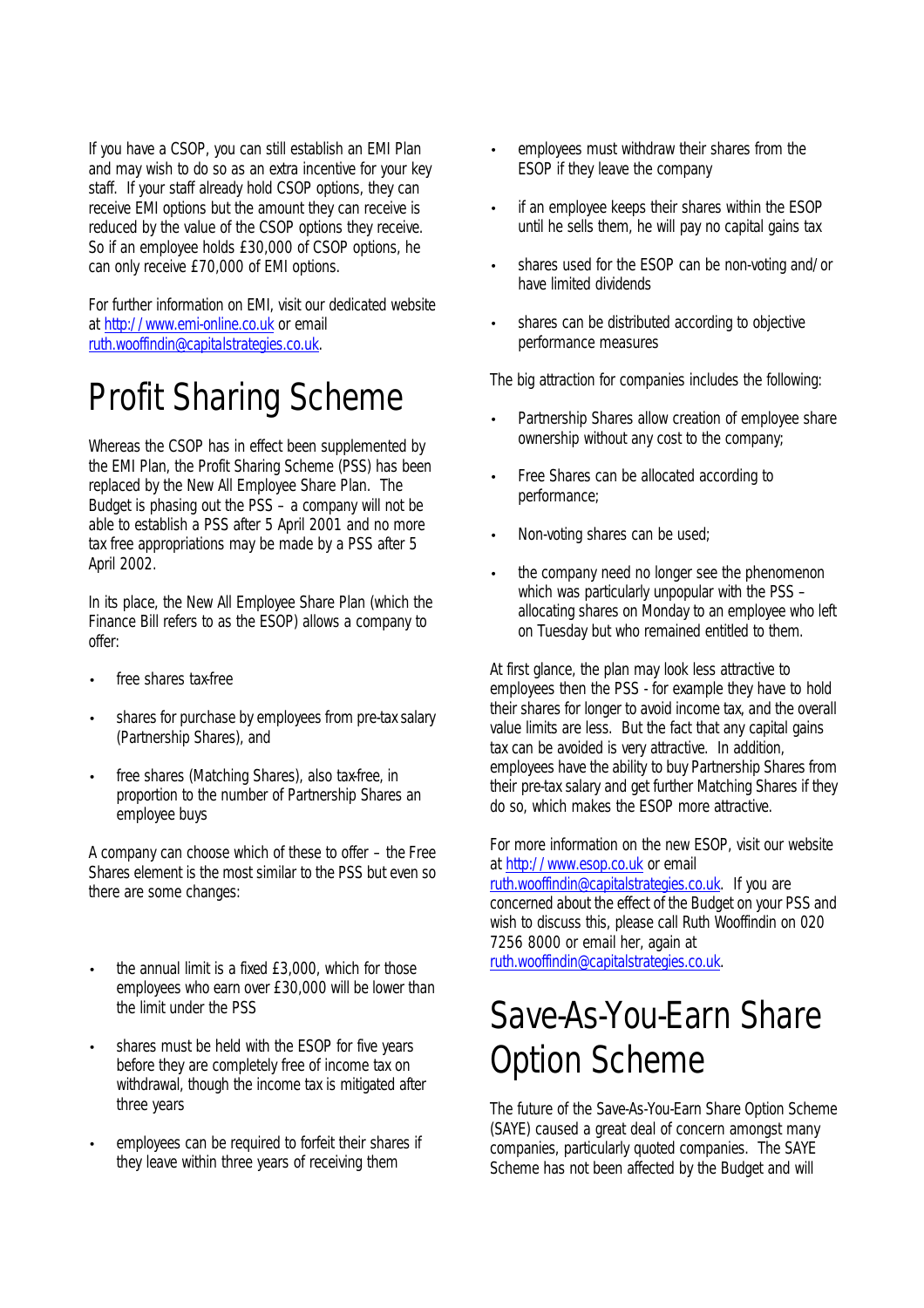If you have a CSOP, you can still establish an EMI Plan and may wish to do so as an extra incentive for your key staff. If your staff already hold CSOP options, they can receive EMI options but the amount they can receive is reduced by the value of the CSOP options they receive. So if an employee holds £30,000 of CSOP options, he can only receive £70,000 of EMI options.

For further information on EMI, visit our dedicated website at http://www.emi-online.co.uk or email ruth.wooffindin@capitalstrategies.co.uk.

# Profit Sharing Scheme

Whereas the CSOP has in effect been supplemented by the EMI Plan, the Profit Sharing Scheme (PSS) has been replaced by the New All Employee Share Plan. The Budget is phasing out the PSS – a company will not be able to establish a PSS after 5 April 2001 and no more tax free appropriations may be made by a PSS after 5 April 2002.

In its place, the New All Employee Share Plan (which the Finance Bill refers to as the ESOP) allows a company to offer:

- free shares tax-free
- shares for purchase by employees from pre-tax salary (Partnership Shares), and
- free shares (Matching Shares), also tax-free, in proportion to the number of Partnership Shares an employee buys

A company can choose which of these to offer – the Free Shares element is the most similar to the PSS but even so there are some changes:

- the annual limit is a fixed £3,000, which for those employees who earn over £30,000 will be lower than the limit under the PSS
- shares must be held with the ESOP for five years before they are completely free of income tax on withdrawal, though the income tax is mitigated after three years
- employees can be required to forfeit their shares if they leave within three years of receiving them
- employees must withdraw their shares from the ESOP if they leave the company
- if an employee keeps their shares within the ESOP until he sells them, he will pay no capital gains tax
- shares used for the ESOP can be non-voting and/or have limited dividends
- shares can be distributed according to objective performance measures

The big attraction for companies includes the following:

- Partnership Shares allow creation of employee share ownership without any cost to the company;
- Free Shares can be allocated according to performance;
- Non-voting shares can be used;
- the company need no longer see the phenomenon which was particularly unpopular with the PSS – allocating shares on Monday to an employee who left on Tuesday but who remained entitled to them.

At first glance, the plan may look less attractive to employees then the PSS - for example they have to hold their shares for longer to avoid income tax, and the overall value limits are less. But the fact that any capital gains tax can be avoided is very attractive. In addition, employees have the ability to buy Partnership Shares from their pre-tax salary and get further Matching Shares if they do so, which makes the ESOP more attractive.

For more information on the new ESOP, visit our website at http://www.esop.co.uk or email ruth.wooffindin@capitalstrategies.co.uk. If you are concerned about the effect of the Budget on your PSS and wish to discuss this, please call Ruth Wooffindin on 020 7256 8000 or email her, again at ruth.wooffindin@capitalstrategies.co.uk.

# Save-As-You-Earn Share Option Scheme

The future of the Save-As-You-Earn Share Option Scheme (SAYE) caused a great deal of concern amongst many companies, particularly quoted companies. The SAYE Scheme has not been affected by the Budget and will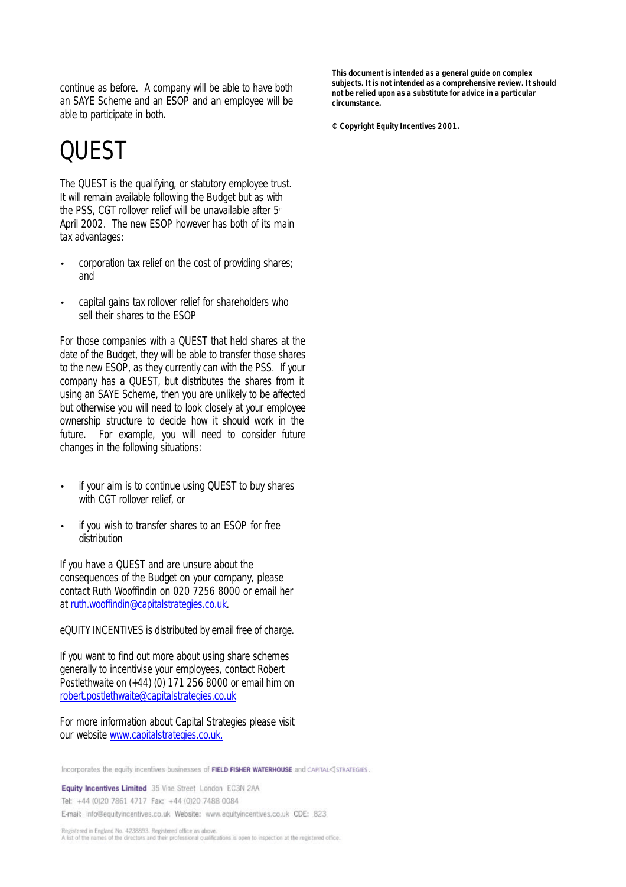continue as before. A company will be able to have both an SAYE Scheme and an ESOP and an employee will be able to participate in both.

# QUEST

The QUEST is the qualifying, or statutory employee trust. It will remain available following the Budget but as with the PSS, CGT rollover relief will be unavailable after 5th April 2002. The new ESOP however has both of its main tax advantages:

- corporation tax relief on the cost of providing shares; and
- capital gains tax rollover relief for shareholders who sell their shares to the ESOP

For those companies with a QUEST that held shares at the date of the Budget, they will be able to transfer those shares to the new ESOP, as they currently can with the PSS. If your company has a QUEST, but distributes the shares from it using an SAYE Scheme, then you are unlikely to be affected but otherwise you will need to look closely at your employee ownership structure to decide how it should work in the future. For example, you will need to consider future changes in the following situations:

- if your aim is to continue using QUEST to buy shares with CGT rollover relief, or
- if you wish to transfer shares to an ESOP for free distribution

If you have a QUEST and are unsure about the consequences of the Budget on your company, please contact Ruth Wooffindin on 020 7256 8000 or email her at ruth.wooffindin@capitalstrategies.co.uk.

eQUITY INCENTIVES is distributed by email free of charge.

If you want to find out more about using share schemes generally to incentivise your employees, contact Robert Postlethwaite on (+44) (0) 171 256 8000 or email him on robert.postlethwaite@capitalstrategies.co.uk

For more information about Capital Strategies please visit our website www.capitalstrategies.co.uk.

**This document is intended as a general guide on complex subjects. It is not intended as a comprehensive review. It should not be relied upon as a substitute for advice in a particular circumstance.**

**© Copyright Equity Incentives 2001.**

Incorporates the equity incentives businesses of **FIELD FISHER WATERHOUSE** and CAPITAL STRATEGIES.

**Equity Incentives Limited** 35 Vine Street London EC3N 2AA
Tel: +44 (0)20 7861 4717 Fax: +44 (0)20 7488 0084
E-mail: info@equityincentives.co.uk Website: www.equityincentives.co.uk CDE: 823

Registered in England No. 4238893. Registered office as above.
A list of the names of the directors and their professional qualifications is open to inspection at the registered office.